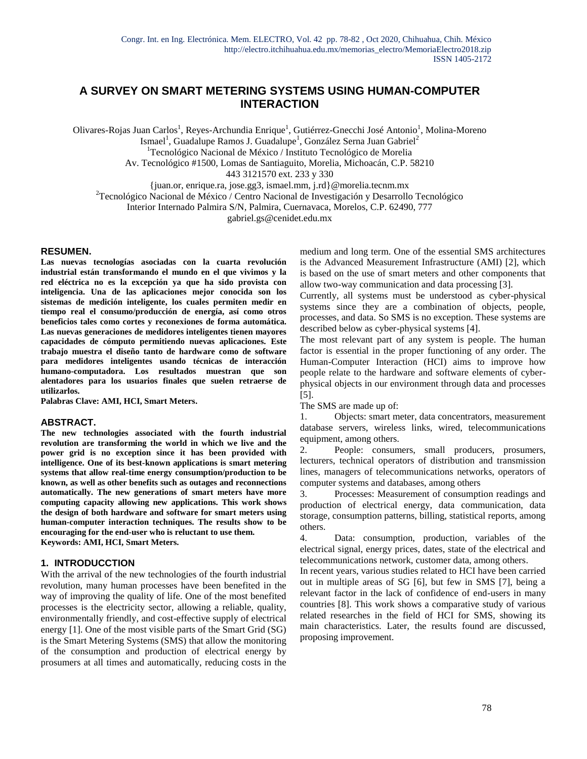# A SURVEY ON SMART METERING SYSTEMS USING HUMAN-COMPUTER INTERACTION

Olivares-Rojas Juan Carlos[1], Reyes-Archundia Enrique[1], Gutiérrez-Gnecchi José Antonio[1], Molina-Moreno Ismael[1], Guadalupe Ramos J. Guadalupe[1], González Serna Juan Gabriel[2]

[1]Tecnológico Nacional de México / Instituto Tecnológico de Morelia
Av. Tecnológico #1500, Lomas de Santiaguito, Morelia, Michoacán, C.P. 58210
443 3121570 ext. 233 y 330
{juan.or, enrique.ra, jose.gg3, ismael.mm, j.rd}@morelia.tecnm.mx

[2]Tecnológico Nacional de México / Centro Nacional de Investigación y Desarrollo Tecnológico
Interior Internado Palmira S/N, Palmira, Cuernavaca, Morelos, C.P. 62490, 777
gabriel.gs@cenidet.edu.mx

## RESUMEN.

**Las nuevas tecnologías asociadas con la cuarta revolución industrial están transformando el mundo en el que vivimos y la red eléctrica no es la excepción ya que ha sido provista con inteligencia. Una de las aplicaciones mejor conocida son los sistemas de medición inteligente, los cuales permiten medir en tiempo real el consumo/producción de energía, así como otros beneficios tales como cortes y reconexiones de forma automática. Las nuevas generaciones de medidores inteligentes tienen mayores capacidades de cómputo permitiendo nuevas aplicaciones. Este trabajo muestra el diseño tanto de hardware como de software para medidores inteligentes usando técnicas de interacción humano-computadora. Los resultados muestran que son alentadores para los usuarios finales que suelen retraerse de utilizarlos.**

**Palabras Clave: AMI, HCI, Smart Meters.**

## ABSTRACT.

**The new technologies associated with the fourth industrial revolution are transforming the world in which we live and the power grid is no exception since it has been provided with intelligence. One of its best-known applications is smart metering systems that allow real-time energy consumption/production to be known, as well as other benefits such as outages and reconnections automatically. The new generations of smart meters have more computing capacity allowing new applications. This work shows the design of both hardware and software for smart meters using human-computer interaction techniques. The results show to be encouraging for the end-user who is reluctant to use them.**

**Keywords: AMI, HCI, Smart Meters.**

## 1. INTRODUCCTION

With the arrival of the new technologies of the fourth industrial revolution, many human processes have been benefited in the way of improving the quality of life. One of the most benefited processes is the electricity sector, allowing a reliable, quality, environmentally friendly, and cost-effective supply of electrical energy [1]. One of the most visible parts of the Smart Grid (SG) is the Smart Metering Systems (SMS) that allow the monitoring of the consumption and production of electrical energy by prosumers at all times and automatically, reducing costs in the medium and long term. One of the essential SMS architectures is the Advanced Measurement Infrastructure (AMI) [2], which is based on the use of smart meters and other components that allow two-way communication and data processing [3].

Currently, all systems must be understood as cyber-physical systems since they are a combination of objects, people, processes, and data. So SMS is no exception. These systems are described below as cyber-physical systems [4].

The most relevant part of any system is people. The human factor is essential in the proper functioning of any order. The Human-Computer Interaction (HCI) aims to improve how people relate to the hardware and software elements of cyber-physical objects in our environment through data and processes [5].

The SMS are made up of:

1. Objects: smart meter, data concentrators, measurement database servers, wireless links, wired, telecommunications equipment, among others.
2. People: consumers, small producers, prosumers, lecturers, technical operators of distribution and transmission lines, managers of telecommunications networks, operators of computer systems and databases, among others
3. Processes: Measurement of consumption readings and production of electrical energy, data communication, data storage, consumption patterns, billing, statistical reports, among others.
4. Data: consumption, production, variables of the electrical signal, energy prices, dates, state of the electrical and telecommunications network, customer data, among others.

In recent years, various studies related to HCI have been carried out in multiple areas of SG [6], but few in SMS [7], being a relevant factor in the lack of confidence of end-users in many countries [8]. This work shows a comparative study of various related researches in the field of HCI for SMS, showing its main characteristics. Later, the results found are discussed, proposing improvement.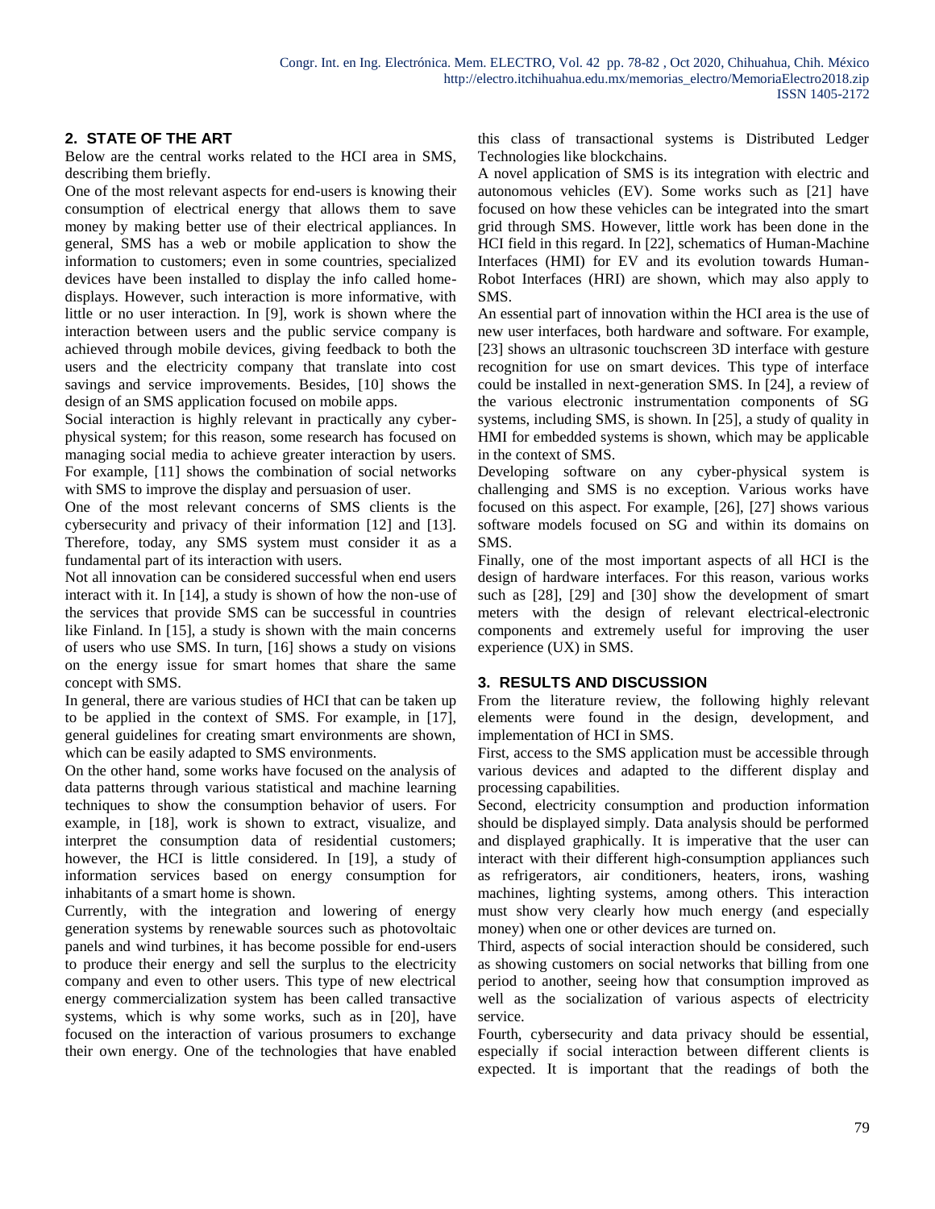## 2. STATE OF THE ART

Below are the central works related to the HCI area in SMS, describing them briefly.

One of the most relevant aspects for end-users is knowing their consumption of electrical energy that allows them to save money by making better use of their electrical appliances. In general, SMS has a web or mobile application to show the information to customers; even in some countries, specialized devices have been installed to display the info called home-displays. However, such interaction is more informative, with little or no user interaction. In [9], work is shown where the interaction between users and the public service company is achieved through mobile devices, giving feedback to both the users and the electricity company that translate into cost savings and service improvements. Besides, [10] shows the design of an SMS application focused on mobile apps.

Social interaction is highly relevant in practically any cyber-physical system; for this reason, some research has focused on managing social media to achieve greater interaction by users. For example, [11] shows the combination of social networks with SMS to improve the display and persuasion of user.

One of the most relevant concerns of SMS clients is the cybersecurity and privacy of their information [12] and [13]. Therefore, today, any SMS system must consider it as a fundamental part of its interaction with users.

Not all innovation can be considered successful when end users interact with it. In [14], a study is shown of how the non-use of the services that provide SMS can be successful in countries like Finland. In [15], a study is shown with the main concerns of users who use SMS. In turn, [16] shows a study on visions on the energy issue for smart homes that share the same concept with SMS.

In general, there are various studies of HCI that can be taken up to be applied in the context of SMS. For example, in [17], general guidelines for creating smart environments are shown, which can be easily adapted to SMS environments.

On the other hand, some works have focused on the analysis of data patterns through various statistical and machine learning techniques to show the consumption behavior of users. For example, in [18], work is shown to extract, visualize, and interpret the consumption data of residential customers; however, the HCI is little considered. In [19], a study of information services based on energy consumption for inhabitants of a smart home is shown.

Currently, with the integration and lowering of energy generation systems by renewable sources such as photovoltaic panels and wind turbines, it has become possible for end-users to produce their energy and sell the surplus to the electricity company and even to other users. This type of new electrical energy commercialization system has been called transactive systems, which is why some works, such as in [20], have focused on the interaction of various prosumers to exchange their own energy. One of the technologies that have enabled this class of transactional systems is Distributed Ledger Technologies like blockchains.

A novel application of SMS is its integration with electric and autonomous vehicles (EV). Some works such as [21] have focused on how these vehicles can be integrated into the smart grid through SMS. However, little work has been done in the HCI field in this regard. In [22], schematics of Human-Machine Interfaces (HMI) for EV and its evolution towards Human-Robot Interfaces (HRI) are shown, which may also apply to SMS.

An essential part of innovation within the HCI area is the use of new user interfaces, both hardware and software. For example, [23] shows an ultrasonic touchscreen 3D interface with gesture recognition for use on smart devices. This type of interface could be installed in next-generation SMS. In [24], a review of the various electronic instrumentation components of SG systems, including SMS, is shown. In [25], a study of quality in HMI for embedded systems is shown, which may be applicable in the context of SMS.

Developing software on any cyber-physical system is challenging and SMS is no exception. Various works have focused on this aspect. For example, [26], [27] shows various software models focused on SG and within its domains on SMS.

Finally, one of the most important aspects of all HCI is the design of hardware interfaces. For this reason, various works such as [28], [29] and [30] show the development of smart meters with the design of relevant electrical-electronic components and extremely useful for improving the user experience (UX) in SMS.

## 3. RESULTS AND DISCUSSION

From the literature review, the following highly relevant elements were found in the design, development, and implementation of HCI in SMS.

First, access to the SMS application must be accessible through various devices and adapted to the different display and processing capabilities.

Second, electricity consumption and production information should be displayed simply. Data analysis should be performed and displayed graphically. It is imperative that the user can interact with their different high-consumption appliances such as refrigerators, air conditioners, heaters, irons, washing machines, lighting systems, among others. This interaction must show very clearly how much energy (and especially money) when one or other devices are turned on.

Third, aspects of social interaction should be considered, such as showing customers on social networks that billing from one period to another, seeing how that consumption improved as well as the socialization of various aspects of electricity service.

Fourth, cybersecurity and data privacy should be essential, especially if social interaction between different clients is expected. It is important that the readings of both the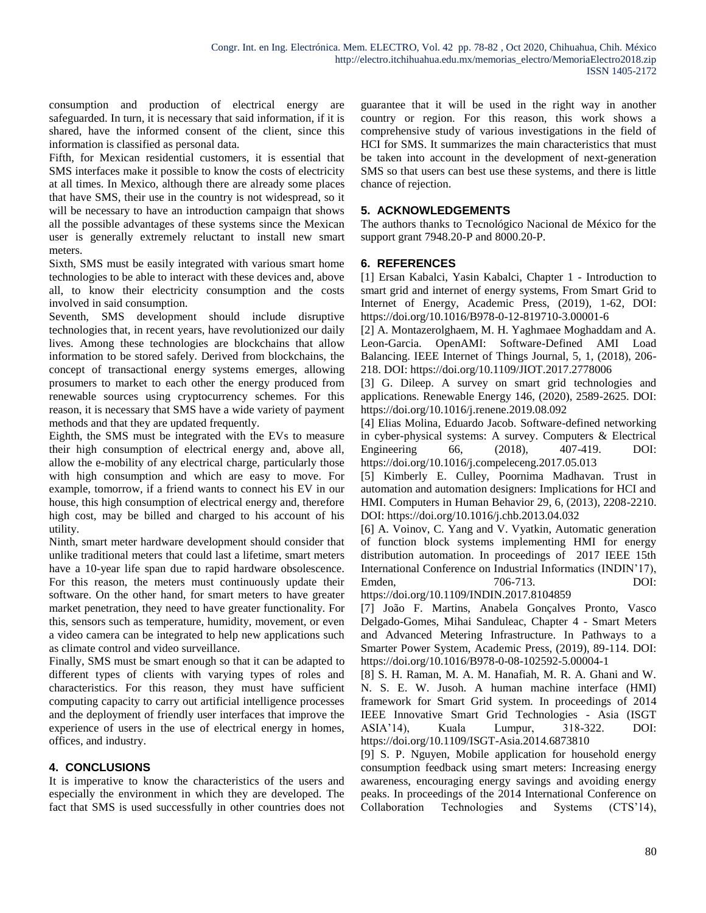consumption and production of electrical energy are safeguarded. In turn, it is necessary that said information, if it is shared, have the informed consent of the client, since this information is classified as personal data.

Fifth, for Mexican residential customers, it is essential that SMS interfaces make it possible to know the costs of electricity at all times. In Mexico, although there are already some places that have SMS, their use in the country is not widespread, so it will be necessary to have an introduction campaign that shows all the possible advantages of these systems since the Mexican user is generally extremely reluctant to install new smart meters.

Sixth, SMS must be easily integrated with various smart home technologies to be able to interact with these devices and, above all, to know their electricity consumption and the costs involved in said consumption.

Seventh, SMS development should include disruptive technologies that, in recent years, have revolutionized our daily lives. Among these technologies are blockchains that allow information to be stored safely. Derived from blockchains, the concept of transactional energy systems emerges, allowing prosumers to market to each other the energy produced from renewable sources using cryptocurrency schemes. For this reason, it is necessary that SMS have a wide variety of payment methods and that they are updated frequently.

Eighth, the SMS must be integrated with the EVs to measure their high consumption of electrical energy and, above all, allow the e-mobility of any electrical charge, particularly those with high consumption and which are easy to move. For example, tomorrow, if a friend wants to connect his EV in our house, this high consumption of electrical energy and, therefore high cost, may be billed and charged to his account of his utility.

Ninth, smart meter hardware development should consider that unlike traditional meters that could last a lifetime, smart meters have a 10-year life span due to rapid hardware obsolescence. For this reason, the meters must continuously update their software. On the other hand, for smart meters to have greater market penetration, they need to have greater functionality. For this, sensors such as temperature, humidity, movement, or even a video camera can be integrated to help new applications such as climate control and video surveillance.

Finally, SMS must be smart enough so that it can be adapted to different types of clients with varying types of roles and characteristics. For this reason, they must have sufficient computing capacity to carry out artificial intelligence processes and the deployment of friendly user interfaces that improve the experience of users in the use of electrical energy in homes, offices, and industry.

## 4. CONCLUSIONS

It is imperative to know the characteristics of the users and especially the environment in which they are developed. The fact that SMS is used successfully in other countries does not guarantee that it will be used in the right way in another country or region. For this reason, this work shows a comprehensive study of various investigations in the field of HCI for SMS. It summarizes the main characteristics that must be taken into account in the development of next-generation SMS so that users can best use these systems, and there is little chance of rejection.

## 5. ACKNOWLEDGEMENTS

The authors thanks to Tecnológico Nacional de México for the support grant 7948.20-P and 8000.20-P.

## 6. REFERENCES

[1] Ersan Kabalci, Yasin Kabalci, Chapter 1 - Introduction to smart grid and internet of energy systems, From Smart Grid to Internet of Energy, Academic Press, (2019), 1-62, DOI: https://doi.org/10.1016/B978-0-12-819710-3.00001-6

[2] A. Montazerolghaem, M. H. Yaghmaee Moghaddam and A. Leon-Garcia. OpenAMI: Software-Defined AMI Load Balancing. IEEE Internet of Things Journal, 5, 1, (2018), 206-218. DOI: https://doi.org/10.1109/JIOT.2017.2778006

[3] G. Dileep. A survey on smart grid technologies and applications. Renewable Energy 146, (2020), 2589-2625. DOI: https://doi.org/10.1016/j.renene.2019.08.092

[4] Elias Molina, Eduardo Jacob. Software-defined networking in cyber-physical systems: A survey. Computers & Electrical Engineering 66, (2018), 407-419. DOI: https://doi.org/10.1016/j.compeleceng.2017.05.013

[5] Kimberly E. Culley, Poornima Madhavan. Trust in automation and automation designers: Implications for HCI and HMI. Computers in Human Behavior 29, 6, (2013), 2208-2210. DOI: https://doi.org/10.1016/j.chb.2013.04.032

[6] A. Voinov, C. Yang and V. Vyatkin, Automatic generation of function block systems implementing HMI for energy distribution automation. In proceedings of 2017 IEEE 15th International Conference on Industrial Informatics (INDIN'17), Emden, 706-713. DOI: https://doi.org/10.1109/INDIN.2017.8104859

[7] João F. Martins, Anabela Gonçalves Pronto, Vasco Delgado-Gomes, Mihai Sanduleac, Chapter 4 - Smart Meters and Advanced Metering Infrastructure. In Pathways to a Smarter Power System, Academic Press, (2019), 89-114. DOI: https://doi.org/10.1016/B978-0-08-102592-5.00004-1

[8] S. H. Raman, M. A. M. Hanafiah, M. R. A. Ghani and W. N. S. E. W. Jusoh. A human machine interface (HMI) framework for Smart Grid system. In proceedings of 2014 IEEE Innovative Smart Grid Technologies - Asia (ISGT ASIA'14), Kuala Lumpur, 318-322. DOI: https://doi.org/10.1109/ISGT-Asia.2014.6873810

[9] S. P. Nguyen, Mobile application for household energy consumption feedback using smart meters: Increasing energy awareness, encouraging energy savings and avoiding energy peaks. In proceedings of the 2014 International Conference on Collaboration Technologies and Systems (CTS'14),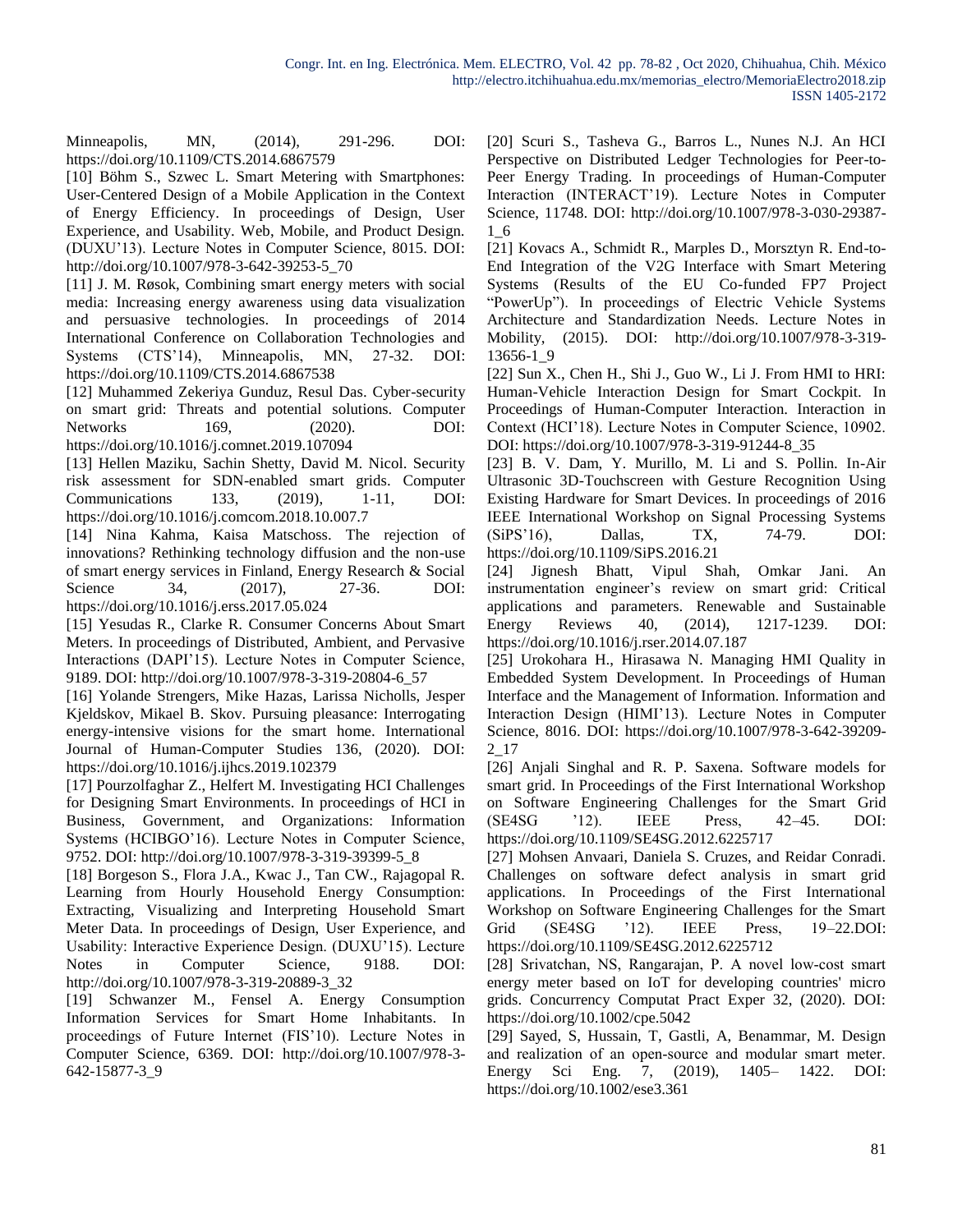Minneapolis, MN, (2014), 291-296. DOI: https://doi.org/10.1109/CTS.2014.6867579

[10] Böhm S., Szwec L. Smart Metering with Smartphones: User-Centered Design of a Mobile Application in the Context of Energy Efficiency. In proceedings of Design, User Experience, and Usability. Web, Mobile, and Product Design. (DUXU'13). Lecture Notes in Computer Science, 8015. DOI: http://doi.org/10.1007/978-3-642-39253-5_70

[11] J. M. Røsok, Combining smart energy meters with social media: Increasing energy awareness using data visualization and persuasive technologies. In proceedings of 2014 International Conference on Collaboration Technologies and Systems (CTS'14), Minneapolis, MN, 27-32. DOI: https://doi.org/10.1109/CTS.2014.6867538

[12] Muhammed Zekeriya Gunduz, Resul Das. Cyber-security on smart grid: Threats and potential solutions. Computer Networks 169, (2020). DOI: https://doi.org/10.1016/j.comnet.2019.107094

[13] Hellen Maziku, Sachin Shetty, David M. Nicol. Security risk assessment for SDN-enabled smart grids. Computer Communications 133, (2019), 1-11, DOI: https://doi.org/10.1016/j.comcom.2018.10.007.7

[14] Nina Kahma, Kaisa Matschoss. The rejection of innovations? Rethinking technology diffusion and the non-use of smart energy services in Finland, Energy Research & Social Science 34, (2017), 27-36. DOI: https://doi.org/10.1016/j.erss.2017.05.024

[15] Yesudas R., Clarke R. Consumer Concerns About Smart Meters. In proceedings of Distributed, Ambient, and Pervasive Interactions (DAPI'15). Lecture Notes in Computer Science, 9189. DOI: http://doi.org/10.1007/978-3-319-20804-6_57

[16] Yolande Strengers, Mike Hazas, Larissa Nicholls, Jesper Kjeldskov, Mikael B. Skov. Pursuing pleasance: Interrogating energy-intensive visions for the smart home. International Journal of Human-Computer Studies 136, (2020). DOI: https://doi.org/10.1016/j.ijhcs.2019.102379

[17] Pourzolfaghar Z., Helfert M. Investigating HCI Challenges for Designing Smart Environments. In proceedings of HCI in Business, Government, and Organizations: Information Systems (HCIBGO'16). Lecture Notes in Computer Science, 9752. DOI: http://doi.org/10.1007/978-3-319-39399-5_8

[18] Borgeson S., Flora J.A., Kwac J., Tan CW., Rajagopal R. Learning from Hourly Household Energy Consumption: Extracting, Visualizing and Interpreting Household Smart Meter Data. In proceedings of Design, User Experience, and Usability: Interactive Experience Design. (DUXU'15). Lecture Notes in Computer Science, 9188. DOI: http://doi.org/10.1007/978-3-319-20889-3_32

[19] Schwanzer M., Fensel A. Energy Consumption Information Services for Smart Home Inhabitants. In proceedings of Future Internet (FIS'10). Lecture Notes in Computer Science, 6369. DOI: http://doi.org/10.1007/978-3-642-15877-3_9

[20] Scuri S., Tasheva G., Barros L., Nunes N.J. An HCI Perspective on Distributed Ledger Technologies for Peer-to-Peer Energy Trading. In proceedings of Human-Computer Interaction (INTERACT'19). Lecture Notes in Computer Science, 11748. DOI: http://doi.org/10.1007/978-3-030-29387-1_6

[21] Kovacs A., Schmidt R., Marples D., Morsztyn R. End-to-End Integration of the V2G Interface with Smart Metering Systems (Results of the EU Co-funded FP7 Project "PowerUp"). In proceedings of Electric Vehicle Systems Architecture and Standardization Needs. Lecture Notes in Mobility, (2015). DOI: http://doi.org/10.1007/978-3-319-13656-1_9

[22] Sun X., Chen H., Shi J., Guo W., Li J. From HMI to HRI: Human-Vehicle Interaction Design for Smart Cockpit. In Proceedings of Human-Computer Interaction. Interaction in Context (HCI'18). Lecture Notes in Computer Science, 10902. DOI: https://doi.org/10.1007/978-3-319-91244-8_35

[23] B. V. Dam, Y. Murillo, M. Li and S. Pollin. In-Air Ultrasonic 3D-Touchscreen with Gesture Recognition Using Existing Hardware for Smart Devices. In proceedings of 2016 IEEE International Workshop on Signal Processing Systems (SiPS'16), Dallas, TX, 74-79. DOI: https://doi.org/10.1109/SiPS.2016.21

[24] Jignesh Bhatt, Vipul Shah, Omkar Jani. An instrumentation engineer's review on smart grid: Critical applications and parameters. Renewable and Sustainable Energy Reviews 40, (2014), 1217-1239. DOI: https://doi.org/10.1016/j.rser.2014.07.187

[25] Urokohara H., Hirasawa N. Managing HMI Quality in Embedded System Development. In Proceedings of Human Interface and the Management of Information. Information and Interaction Design (HIMI'13). Lecture Notes in Computer Science, 8016. DOI: https://doi.org/10.1007/978-3-642-39209-2_17

[26] Anjali Singhal and R. P. Saxena. Software models for smart grid. In Proceedings of the First International Workshop on Software Engineering Challenges for the Smart Grid (SE4SG '12). IEEE Press, 42–45. DOI: https://doi.org/10.1109/SE4SG.2012.6225717

[27] Mohsen Anvaari, Daniela S. Cruzes, and Reidar Conradi. Challenges on software defect analysis in smart grid applications. In Proceedings of the First International Workshop on Software Engineering Challenges for the Smart Grid (SE4SG '12). IEEE Press, 19–22.DOI: https://doi.org/10.1109/SE4SG.2012.6225712

[28] Srivatchan, NS, Rangarajan, P. A novel low-cost smart energy meter based on IoT for developing countries' micro grids. Concurrency Computat Pract Exper 32, (2020). DOI: https://doi.org/10.1002/cpe.5042

[29] Sayed, S, Hussain, T, Gastli, A, Benammar, M. Design and realization of an open-source and modular smart meter. Energy Sci Eng. 7, (2019), 1405– 1422. DOI: https://doi.org/10.1002/ese3.361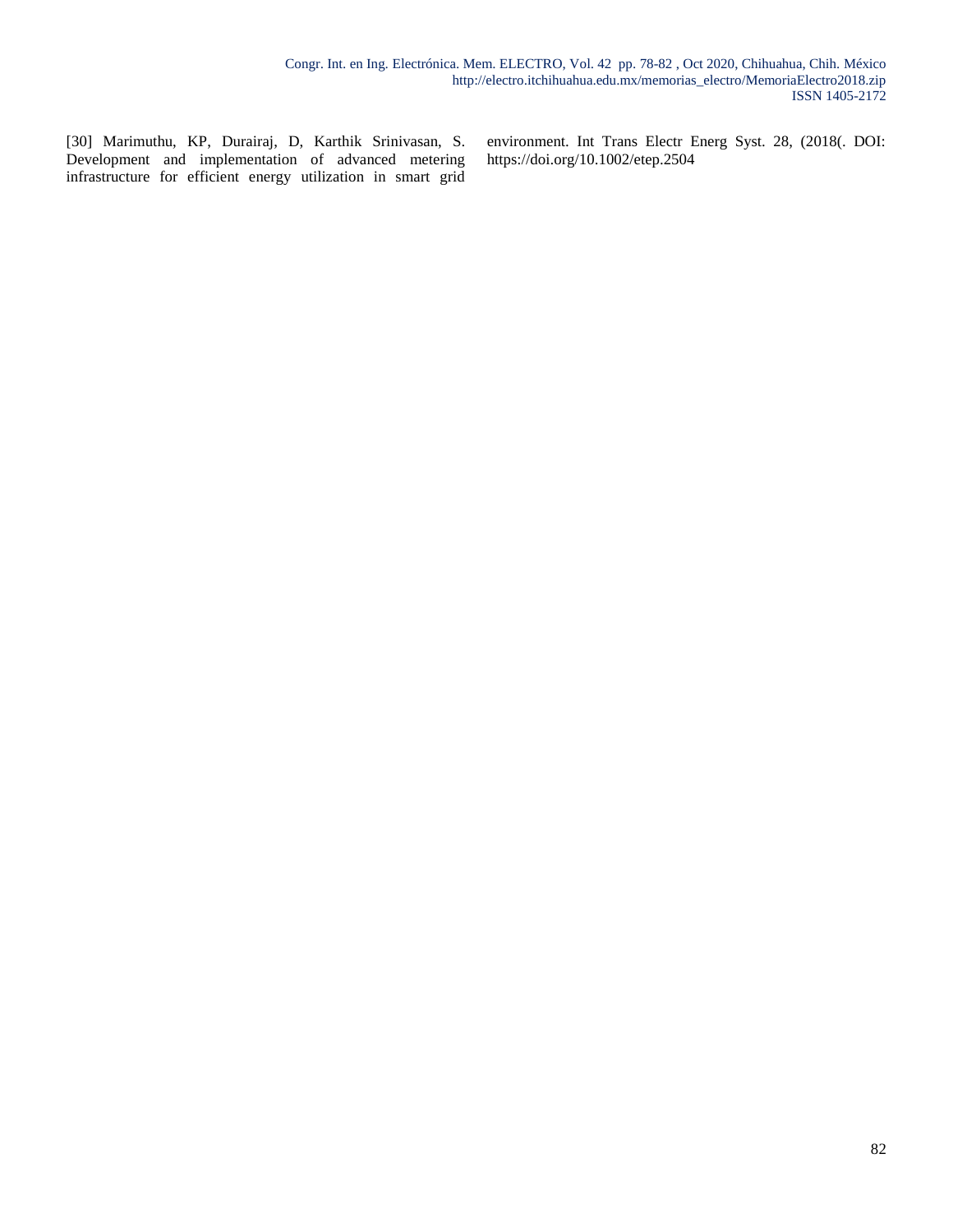[30] Marimuthu, KP, Durairaj, D, Karthik Srinivasan, S. Development and implementation of advanced metering infrastructure for efficient energy utilization in smart grid environment. Int Trans Electr Energ Syst. 28, (2018(. DOI: https://doi.org/10.1002/etep.2504